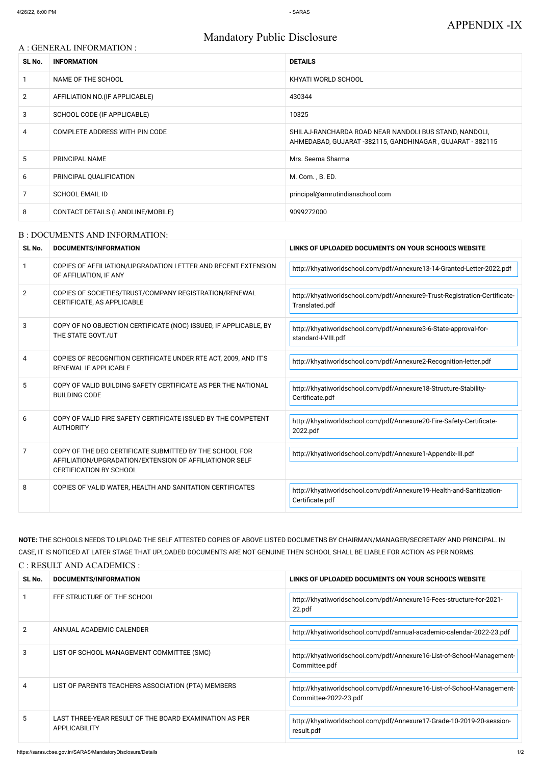# APPENDIX -IX

## Mandatory Public Disclosure

### A : GENERAL INFORMATION :

| SL No. | INFORMATION | DETAILS |
|---|---|---|
| 1 | NAME OF THE SCHOOL | KHYATI WORLD SCHOOL |
| 2 | AFFILIATION NO.(IF APPLICABLE) | 430344 |
| 3 | SCHOOL CODE (IF APPLICABLE) | 10325 |
| 4 | COMPLETE ADDRESS WITH PIN CODE | SHILAJ-RANCHARDA ROAD NEAR NANDOLI BUS STAND, NANDOLI, AHMEDABAD, GUJARAT -382115, GANDHINAGAR , GUJARAT - 382115 |
| 5 | PRINCIPAL NAME | Mrs. Seema Sharma |
| 6 | PRINCIPAL QUALIFICATION | M. Com. , B. ED. |
| 7 | SCHOOL EMAIL ID | principal@amrutindianschool.com |
| 8 | CONTACT DETAILS (LANDLINE/MOBILE) | 9099272000 |

### B : DOCUMENTS AND INFORMATION:

| SL No. | DOCUMENTS/INFORMATION | LINKS OF UPLOADED DOCUMENTS ON YOUR SCHOOL'S WEBSITE |
|---|---|---|
| 1 | COPIES OF AFFILIATION/UPGRADATION LETTER AND RECENT EXTENSION OF AFFILIATION, IF ANY | http://khyatiworldschool.com/pdf/Annexure13-14-Granted-Letter-2022.pdf |
| 2 | COPIES OF SOCIETIES/TRUST/COMPANY REGISTRATION/RENEWAL CERTIFICATE, AS APPLICABLE | http://khyatiworldschool.com/pdf/Annexure9-Trust-Registration-Certificate-Translated.pdf |
| 3 | COPY OF NO OBJECTION CERTIFICATE (NOC) ISSUED, IF APPLICABLE, BY THE STATE GOVT./UT | http://khyatiworldschool.com/pdf/Annexure3-6-State-approval-for-standard-I-VIII.pdf |
| 4 | COPIES OF RECOGNITION CERTIFICATE UNDER RTE ACT, 2009, AND IT'S RENEWAL IF APPLICABLE | http://khyatiworldschool.com/pdf/Annexure2-Recognition-letter.pdf |
| 5 | COPY OF VALID BUILDING SAFETY CERTIFICATE AS PER THE NATIONAL BUILDING CODE | http://khyatiworldschool.com/pdf/Annexure18-Structure-Stability-Certificate.pdf |
| 6 | COPY OF VALID FIRE SAFETY CERTIFICATE ISSUED BY THE COMPETENT AUTHORITY | http://khyatiworldschool.com/pdf/Annexure20-Fire-Safety-Certificate-2022.pdf |
| 7 | COPY OF THE DEO CERTIFICATE SUBMITTED BY THE SCHOOL FOR AFFILIATION/UPGRADATION/EXTENSION OF AFFILIATIONOR SELF CERTIFICATION BY SCHOOL | http://khyatiworldschool.com/pdf/Annexure1-Appendix-III.pdf |
| 8 | COPIES OF VALID WATER, HEALTH AND SANITATION CERTIFICATES | http://khyatiworldschool.com/pdf/Annexure19-Health-and-Sanitization-Certificate.pdf |

**NOTE:** THE SCHOOLS NEEDS TO UPLOAD THE SELF ATTESTED COPIES OF ABOVE LISTED DOCUMETNS BY CHAIRMAN/MANAGER/SECRETARY AND PRINCIPAL. IN CASE, IT IS NOTICED AT LATER STAGE THAT UPLOADED DOCUMENTS ARE NOT GENUINE THEN SCHOOL SHALL BE LIABLE FOR ACTION AS PER NORMS.

### C : RESULT AND ACADEMICS :

| SL No. | DOCUMENTS/INFORMATION | LINKS OF UPLOADED DOCUMENTS ON YOUR SCHOOL'S WEBSITE |
|---|---|---|
| 1 | FEE STRUCTURE OF THE SCHOOL | http://khyatiworldschool.com/pdf/Annexure15-Fees-structure-for-2021-22.pdf |
| 2 | ANNUAL ACADEMIC CALENDER | http://khyatiworldschool.com/pdf/annual-academic-calendar-2022-23.pdf |
| 3 | LIST OF SCHOOL MANAGEMENT COMMITTEE (SMC) | http://khyatiworldschool.com/pdf/Annexure16-List-of-School-Management-Committee.pdf |
| 4 | LIST OF PARENTS TEACHERS ASSOCIATION (PTA) MEMBERS | http://khyatiworldschool.com/pdf/Annexure16-List-of-School-Management-Committee-2022-23.pdf |
| 5 | LAST THREE-YEAR RESULT OF THE BOARD EXAMINATION AS PER APPLICABILITY | http://khyatiworldschool.com/pdf/Annexure17-Grade-10-2019-20-session-result.pdf |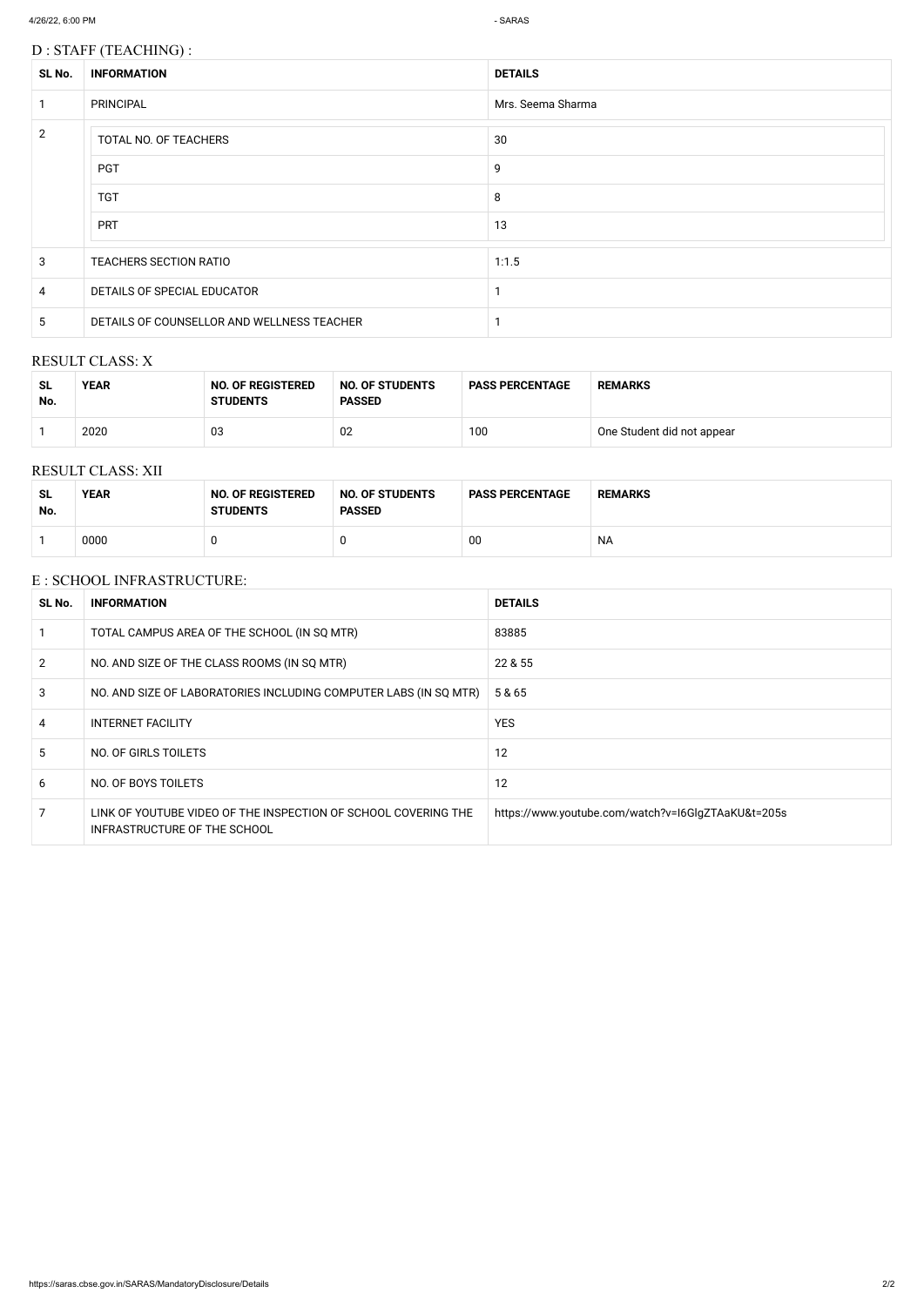## D : STAFF (TEACHING) :

| SL No. | INFORMATION | DETAILS |
| --- | --- | --- |
| 1 | PRINCIPAL | Mrs. Seema Sharma |
| 2 | TOTAL NO. OF TEACHERS | 30 |
| | PGT | 9 |
| | TGT | 8 |
| | PRT | 13 |
| 3 | TEACHERS SECTION RATIO | 1:1.5 |
| 4 | DETAILS OF SPECIAL EDUCATOR | 1 |
| 5 | DETAILS OF COUNSELLOR AND WELLNESS TEACHER | 1 |

## RESULT CLASS: X

| SL No. | YEAR | NO. OF REGISTERED STUDENTS | NO. OF STUDENTS PASSED | PASS PERCENTAGE | REMARKS |
| --- | --- | --- | --- | --- | --- |
| 1 | 2020 | 03 | 02 | 100 | One Student did not appear |

## RESULT CLASS: XII

| SL No. | YEAR | NO. OF REGISTERED STUDENTS | NO. OF STUDENTS PASSED | PASS PERCENTAGE | REMARKS |
| --- | --- | --- | --- | --- | --- |
| 1 | 0000 | 0 | 0 | 00 | NA |

## E : SCHOOL INFRASTRUCTURE:

| SL No. | INFORMATION | DETAILS |
| --- | --- | --- |
| 1 | TOTAL CAMPUS AREA OF THE SCHOOL (IN SQ MTR) | 83885 |
| 2 | NO. AND SIZE OF THE CLASS ROOMS (IN SQ MTR) | 22 & 55 |
| 3 | NO. AND SIZE OF LABORATORIES INCLUDING COMPUTER LABS (IN SQ MTR) | 5 & 65 |
| 4 | INTERNET FACILITY | YES |
| 5 | NO. OF GIRLS TOILETS | 12 |
| 6 | NO. OF BOYS TOILETS | 12 |
| 7 | LINK OF YOUTUBE VIDEO OF THE INSPECTION OF SCHOOL COVERING THE INFRASTRUCTURE OF THE SCHOOL | https://www.youtube.com/watch?v=I6GlgZTAaKU&t=205s |